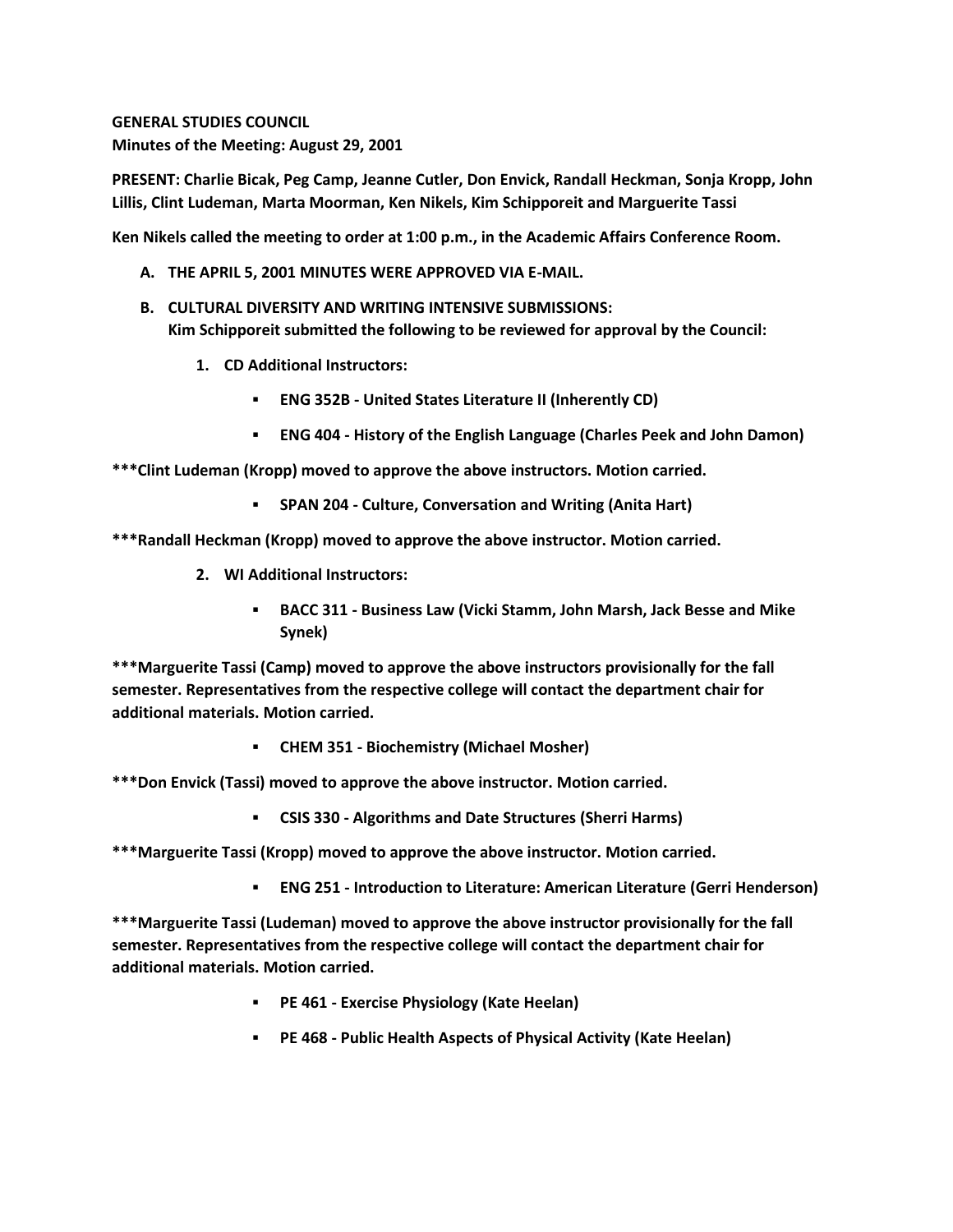**GENERAL STUDIES COUNCIL**
**Minutes of the Meeting: August 29, 2001**

**PRESENT: Charlie Bicak, Peg Camp, Jeanne Cutler, Don Envick, Randall Heckman, Sonja Kropp, John Lillis, Clint Ludeman, Marta Moorman, Ken Nikels, Kim Schipporeit and Marguerite Tassi**

**Ken Nikels called the meeting to order at 1:00 p.m., in the Academic Affairs Conference Room.**

A. **THE APRIL 5, 2001 MINUTES WERE APPROVED VIA E-MAIL.**

B. **CULTURAL DIVERSITY AND WRITING INTENSIVE SUBMISSIONS:**
   **Kim Schipporeit submitted the following to be reviewed for approval by the Council:**

   1. **CD Additional Instructors:**

      - **ENG 352B - United States Literature II (Inherently CD)**
      - **ENG 404 - History of the English Language (Charles Peek and John Damon)**

**\*\*\*Clint Ludeman (Kropp) moved to approve the above instructors. Motion carried.**

- **SPAN 204 - Culture, Conversation and Writing (Anita Hart)**

**\*\*\*Randall Heckman (Kropp) moved to approve the above instructor. Motion carried.**

2. **WI Additional Instructors:**

   - **BACC 311 - Business Law (Vicki Stamm, John Marsh, Jack Besse and Mike Synek)**

**\*\*\*Marguerite Tassi (Camp) moved to approve the above instructors provisionally for the fall semester. Representatives from the respective college will contact the department chair for additional materials. Motion carried.**

- **CHEM 351 - Biochemistry (Michael Mosher)**

**\*\*\*Don Envick (Tassi) moved to approve the above instructor. Motion carried.**

- **CSIS 330 - Algorithms and Date Structures (Sherri Harms)**

**\*\*\*Marguerite Tassi (Kropp) moved to approve the above instructor. Motion carried.**

- **ENG 251 - Introduction to Literature: American Literature (Gerri Henderson)**

**\*\*\*Marguerite Tassi (Ludeman) moved to approve the above instructor provisionally for the fall semester. Representatives from the respective college will contact the department chair for additional materials. Motion carried.**

- **PE 461 - Exercise Physiology (Kate Heelan)**
- **PE 468 - Public Health Aspects of Physical Activity (Kate Heelan)**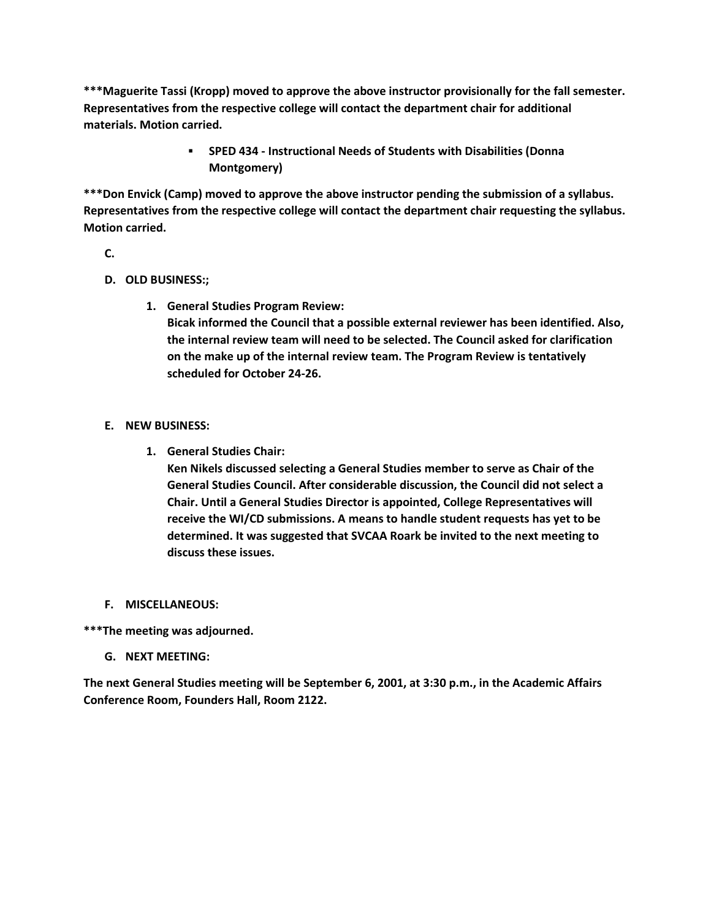**\*\*\*Maguerite Tassi (Kropp) moved to approve the above instructor provisionally for the fall semester. Representatives from the respective college will contact the department chair for additional materials. Motion carried.**

- **SPED 434 - Instructional Needs of Students with Disabilities (Donna Montgomery)**

**\*\*\*Don Envick (Camp) moved to approve the above instructor pending the submission of a syllabus. Representatives from the respective college will contact the department chair requesting the syllabus. Motion carried.**

**C.**

**D. OLD BUSINESS:;**

1. **General Studies Program Review:**
   **Bicak informed the Council that a possible external reviewer has been identified. Also, the internal review team will need to be selected. The Council asked for clarification on the make up of the internal review team. The Program Review is tentatively scheduled for October 24-26.**

**E. NEW BUSINESS:**

1. **General Studies Chair:**
   **Ken Nikels discussed selecting a General Studies member to serve as Chair of the General Studies Council. After considerable discussion, the Council did not select a Chair. Until a General Studies Director is appointed, College Representatives will receive the WI/CD submissions. A means to handle student requests has yet to be determined. It was suggested that SVCAA Roark be invited to the next meeting to discuss these issues.**

**F. MISCELLANEOUS:**

**\*\*\*The meeting was adjourned.**

**G. NEXT MEETING:**

**The next General Studies meeting will be September 6, 2001, at 3:30 p.m., in the Academic Affairs Conference Room, Founders Hall, Room 2122.**